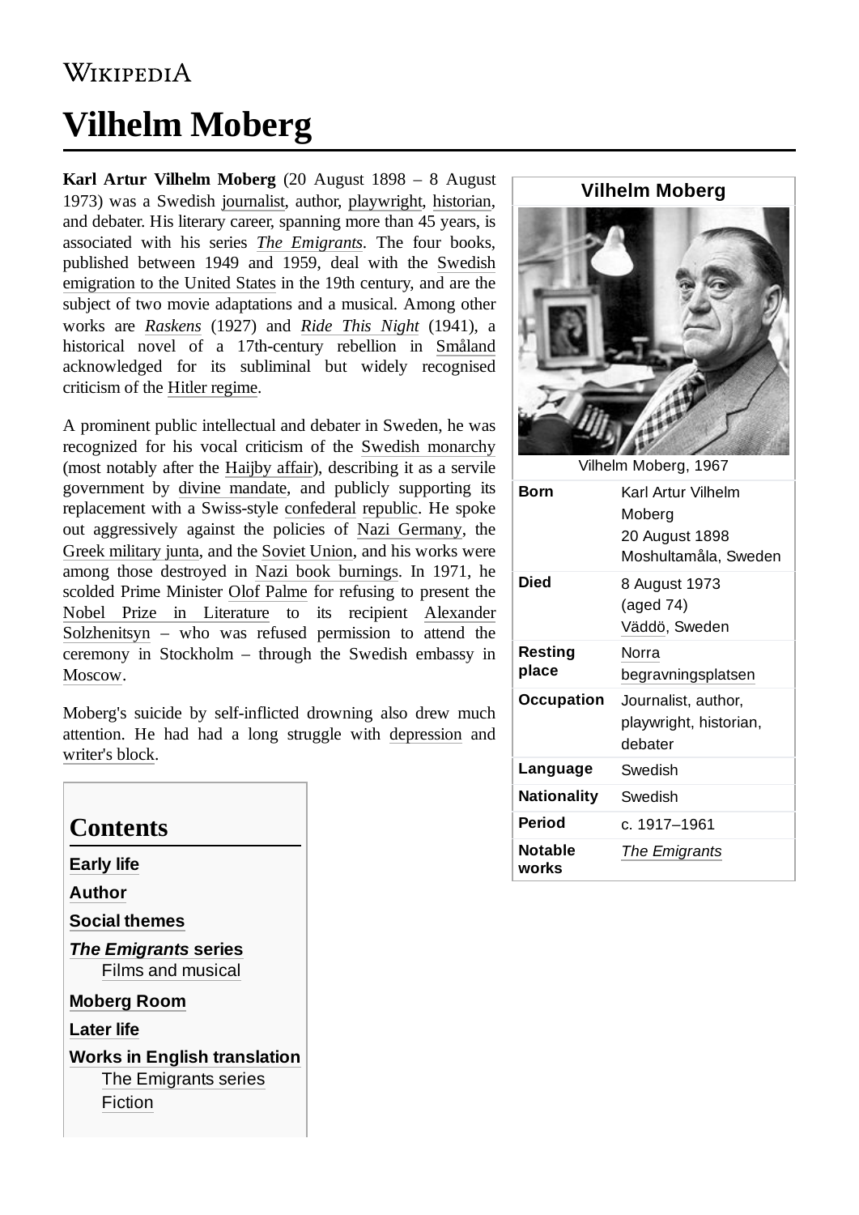# Vilhelm Moberg

**Karl Artur Vilhelm Moberg** (20 August 1898 – 8 August 1973) was a Swedish journalist, author, playwright, historian, and debater. His literary career, spanning more than 45 years, is associated with his series *The Emigrants*. The four books, published between 1949 and 1959, deal with the Swedish emigration to the United States in the 19th century, and are the subject of two movie adaptations and a musical. Among other works are *Raskens* (1927) and *Ride This Night* (1941), a historical novel of a 17th-century rebellion in Småland acknowledged for its subliminal but widely recognised criticism of the Hitler regime.

A prominent public intellectual and debater in Sweden, he was recognized for his vocal criticism of the Swedish monarchy (most notably after the Haijby affair), describing it as a servile government by divine mandate, and publicly supporting its replacement with a Swiss-style confederal republic. He spoke out aggressively against the policies of Nazi Germany, the Greek military junta, and the Soviet Union, and his works were among those destroyed in Nazi book burnings. In 1971, he scolded Prime Minister Olof Palme for refusing to present the Nobel Prize in Literature to its recipient Alexander Solzhenitsyn – who was refused permission to attend the ceremony in Stockholm – through the Swedish embassy in Moscow.

Moberg's suicide by self-inflicted drowning also drew much attention. He had had a long struggle with depression and writer's block.

| Vilhelm Moberg | |
|---|---|
| Vilhelm Moberg, 1967 | |
| **Born** | Karl Artur Vilhelm Moberg<br>20 August 1898<br>Moshultamåla, Sweden |
| **Died** | 8 August 1973<br>(aged 74)<br>Väddö, Sweden |
| **Resting place** | Norra begravningsplatsen |
| **Occupation** | Journalist, author, playwright, historian, debater |
| **Language** | Swedish |
| **Nationality** | Swedish |
| **Period** | c. 1917–1961 |
| **Notable works** | *The Emigrants* |

## Contents

- Early life
- Author
- Social themes
- *The Emigrants* series
  - Films and musical
- Moberg Room
- Later life
- Works in English translation
  - The Emigrants series
  - Fiction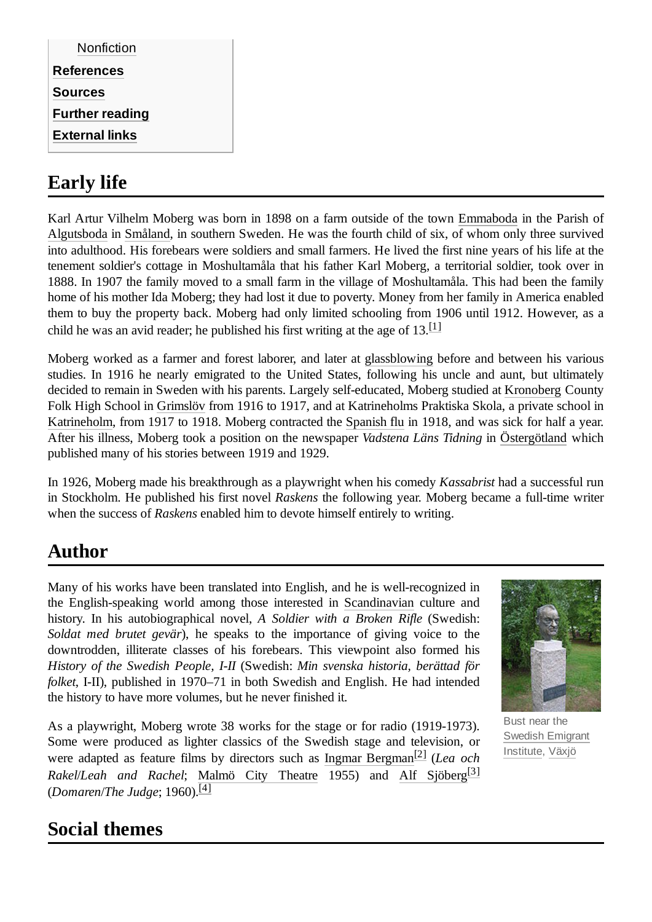Nonfiction

**References**

**Sources**

**Further reading**

**External links**

## Early life

Karl Artur Vilhelm Moberg was born in 1898 on a farm outside of the town Emmaboda in the Parish of Algutsboda in Småland, in southern Sweden. He was the fourth child of six, of whom only three survived into adulthood. His forebears were soldiers and small farmers. He lived the first nine years of his life at the tenement soldier's cottage in Moshultamåla that his father Karl Moberg, a territorial soldier, took over in 1888. In 1907 the family moved to a small farm in the village of Moshultamåla. This had been the family home of his mother Ida Moberg; they had lost it due to poverty. Money from her family in America enabled them to buy the property back. Moberg had only limited schooling from 1906 until 1912. However, as a child he was an avid reader; he published his first writing at the age of 13.[1]

Moberg worked as a farmer and forest laborer, and later at glassblowing before and between his various studies. In 1916 he nearly emigrated to the United States, following his uncle and aunt, but ultimately decided to remain in Sweden with his parents. Largely self-educated, Moberg studied at Kronoberg County Folk High School in Grimslöv from 1916 to 1917, and at Katrineholms Praktiska Skola, a private school in Katrineholm, from 1917 to 1918. Moberg contracted the Spanish flu in 1918, and was sick for half a year. After his illness, Moberg took a position on the newspaper *Vadstena Läns Tidning* in Östergötland which published many of his stories between 1919 and 1929.

In 1926, Moberg made his breakthrough as a playwright when his comedy *Kassabrist* had a successful run in Stockholm. He published his first novel *Raskens* the following year. Moberg became a full-time writer when the success of *Raskens* enabled him to devote himself entirely to writing.

## Author

Many of his works have been translated into English, and he is well-recognized in the English-speaking world among those interested in Scandinavian culture and history. In his autobiographical novel, *A Soldier with a Broken Rifle* (Swedish: *Soldat med brutet gevär*), he speaks to the importance of giving voice to the downtrodden, illiterate classes of his forebears. This viewpoint also formed his *History of the Swedish People, I-II* (Swedish: *Min svenska historia, berättad för folket*, I-II), published in 1970–71 in both Swedish and English. He had intended the history to have more volumes, but he never finished it.

Bust near the Swedish Emigrant Institute, Växjö

As a playwright, Moberg wrote 38 works for the stage or for radio (1919-1973). Some were produced as lighter classics of the Swedish stage and television, or were adapted as feature films by directors such as Ingmar Bergman[2] (*Lea och Rakel*/*Leah and Rachel*; Malmö City Theatre 1955) and Alf Sjöberg[3] (*Domaren*/*The Judge*; 1960).[4]

## Social themes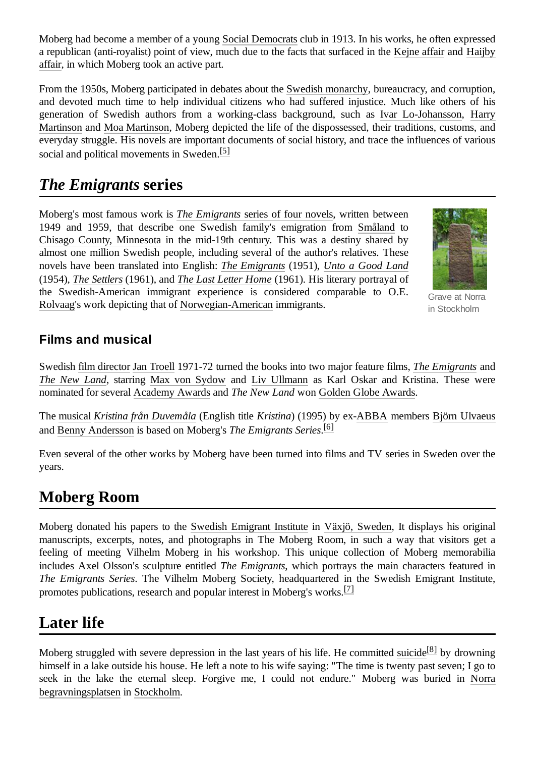Moberg had become a member of a young Social Democrats club in 1913. In his works, he often expressed a republican (anti-royalist) point of view, much due to the facts that surfaced in the Kejne affair and Haijby affair, in which Moberg took an active part.

From the 1950s, Moberg participated in debates about the Swedish monarchy, bureaucracy, and corruption, and devoted much time to help individual citizens who had suffered injustice. Much like others of his generation of Swedish authors from a working-class background, such as Ivar Lo-Johansson, Harry Martinson and Moa Martinson, Moberg depicted the life of the dispossessed, their traditions, customs, and everyday struggle. His novels are important documents of social history, and trace the influences of various social and political movements in Sweden.[5]

## *The Emigrants* series

Moberg's most famous work is *The Emigrants* series of four novels, written between 1949 and 1959, that describe one Swedish family's emigration from Småland to Chisago County, Minnesota in the mid-19th century. This was a destiny shared by almost one million Swedish people, including several of the author's relatives. These novels have been translated into English: *The Emigrants* (1951), *Unto a Good Land* (1954), *The Settlers* (1961), and *The Last Letter Home* (1961). His literary portrayal of the Swedish-American immigrant experience is considered comparable to O.E. Rolvaag's work depicting that of Norwegian-American immigrants.

Grave at Norra in Stockholm

### Films and musical

Swedish film director Jan Troell 1971-72 turned the books into two major feature films, *The Emigrants* and *The New Land*, starring Max von Sydow and Liv Ullmann as Karl Oskar and Kristina. These were nominated for several Academy Awards and *The New Land* won Golden Globe Awards.

The musical *Kristina från Duvemåla* (English title *Kristina*) (1995) by ex-ABBA members Björn Ulvaeus and Benny Andersson is based on Moberg's *The Emigrants Series*.[6]

Even several of the other works by Moberg have been turned into films and TV series in Sweden over the years.

## Moberg Room

Moberg donated his papers to the Swedish Emigrant Institute in Växjö, Sweden, It displays his original manuscripts, excerpts, notes, and photographs in The Moberg Room, in such a way that visitors get a feeling of meeting Vilhelm Moberg in his workshop. This unique collection of Moberg memorabilia includes Axel Olsson's sculpture entitled *The Emigrants*, which portrays the main characters featured in *The Emigrants Series*. The Vilhelm Moberg Society, headquartered in the Swedish Emigrant Institute, promotes publications, research and popular interest in Moberg's works.[7]

## Later life

Moberg struggled with severe depression in the last years of his life. He committed suicide[8] by drowning himself in a lake outside his house. He left a note to his wife saying: "The time is twenty past seven; I go to seek in the lake the eternal sleep. Forgive me, I could not endure." Moberg was buried in Norra begravningsplatsen in Stockholm.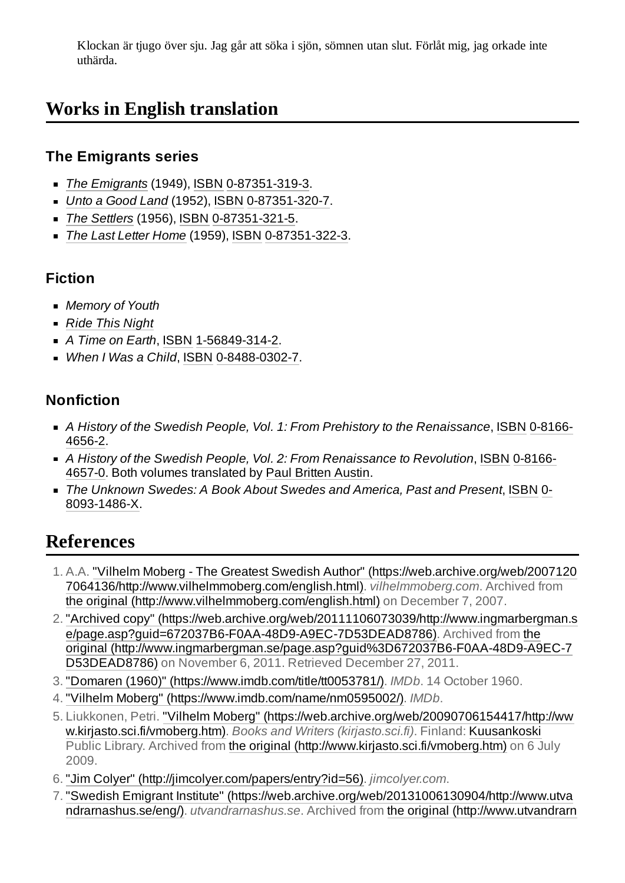Klockan är tjugo över sju. Jag går att söka i sjön, sömnen utan slut. Förlåt mig, jag orkade inte uthärda.

## Works in English translation

### The Emigrants series

- *The Emigrants* (1949), ISBN 0-87351-319-3.
- *Unto a Good Land* (1952), ISBN 0-87351-320-7.
- *The Settlers* (1956), ISBN 0-87351-321-5.
- *The Last Letter Home* (1959), ISBN 0-87351-322-3.

### Fiction

- *Memory of Youth*
- *Ride This Night*
- *A Time on Earth*, ISBN 1-56849-314-2.
- *When I Was a Child*, ISBN 0-8488-0302-7.

### Nonfiction

- *A History of the Swedish People, Vol. 1: From Prehistory to the Renaissance*, ISBN 0-8166-4656-2.
- *A History of the Swedish People, Vol. 2: From Renaissance to Revolution*, ISBN 0-8166-4657-0. Both volumes translated by Paul Britten Austin.
- *The Unknown Swedes: A Book About Swedes and America, Past and Present*, ISBN 0-8093-1486-X.

## References

1. A.A. "Vilhelm Moberg - The Greatest Swedish Author" (https://web.archive.org/web/20071207064136/http://www.vilhelmmoberg.com/english.html). *vilhelmmoberg.com*. Archived from the original (http://www.vilhelmmoberg.com/english.html) on December 7, 2007.
2. "Archived copy" (https://web.archive.org/web/20111106073039/http://www.ingmarbergman.se/page.asp?guid=672037B6-F0AA-48D9-A9EC-7D53DEAD8786). Archived from the original (http://www.ingmarbergman.se/page.asp?guid%3D672037B6-F0AA-48D9-A9EC-7D53DEAD8786) on November 6, 2011. Retrieved December 27, 2011.
3. "Domaren (1960)" (https://www.imdb.com/title/tt0053781/). *IMDb*. 14 October 1960.
4. "Vilhelm Moberg" (https://www.imdb.com/name/nm0595002/). *IMDb*.
5. Liukkonen, Petri. "Vilhelm Moberg" (https://web.archive.org/web/20090706154417/http://www.kirjasto.sci.fi/vmoberg.htm). *Books and Writers (kirjasto.sci.fi)*. Finland: Kuusankoski Public Library. Archived from the original (http://www.kirjasto.sci.fi/vmoberg.htm) on 6 July 2009.
6. "Jim Colyer" (http://jimcolyer.com/papers/entry?id=56). *jimcolyer.com*.
7. "Swedish Emigrant Institute" (https://web.archive.org/web/20131006130904/http://www.utvandrarnashus.se/eng/). *utvandrarnashus.se*. Archived from the original (http://www.utvandrarn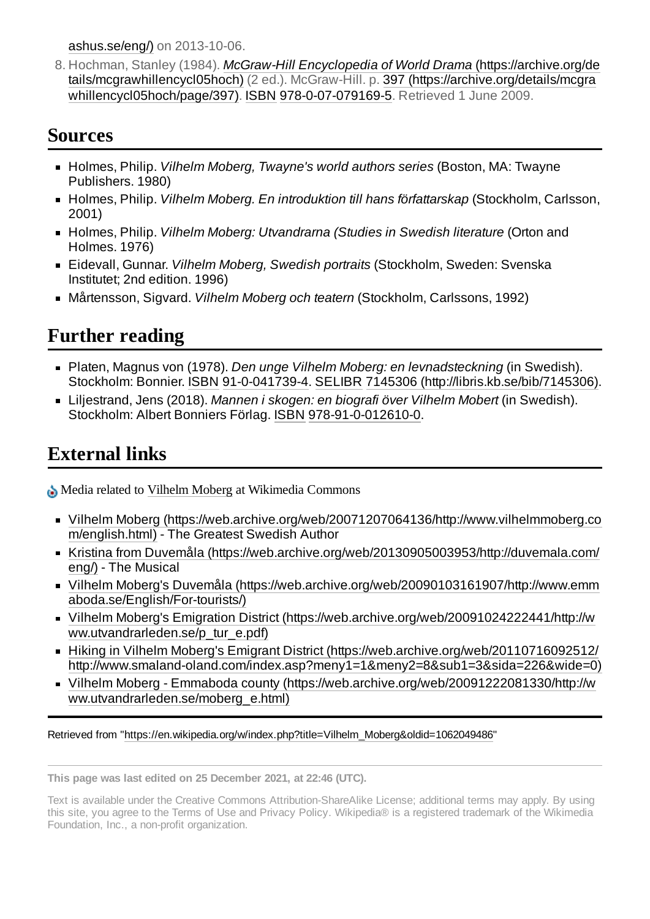ashus.se/eng/) on 2013-10-06.

8. Hochman, Stanley (1984). *McGraw-Hill Encyclopedia of World Drama* (https://archive.org/details/mcgrawhillencycl05hoch) (2 ed.). McGraw-Hill. p. 397 (https://archive.org/details/mcgrawhillencycl05hoch/page/397). ISBN 978-0-07-079169-5. Retrieved 1 June 2009.

## Sources

- Holmes, Philip. *Vilhelm Moberg, Twayne's world authors series* (Boston, MA: Twayne Publishers. 1980)
- Holmes, Philip. *Vilhelm Moberg. En introduktion till hans författarskap* (Stockholm, Carlsson, 2001)
- Holmes, Philip. *Vilhelm Moberg: Utvandrarna (Studies in Swedish literature* (Orton and Holmes. 1976)
- Eidevall, Gunnar. *Vilhelm Moberg, Swedish portraits* (Stockholm, Sweden: Svenska Institutet; 2nd edition. 1996)
- Mårtensson, Sigvard. *Vilhelm Moberg och teatern* (Stockholm, Carlssons, 1992)

## Further reading

- Platen, Magnus von (1978). *Den unge Vilhelm Moberg: en levnadsteckning* (in Swedish). Stockholm: Bonnier. ISBN 91-0-041739-4. SELIBR 7145306 (http://libris.kb.se/bib/7145306).
- Liljestrand, Jens (2018). *Mannen i skogen: en biografi över Vilhelm Mobert* (in Swedish). Stockholm: Albert Bonniers Förlag. ISBN 978-91-0-012610-0.

## External links

Media related to Vilhelm Moberg at Wikimedia Commons

- Vilhelm Moberg (https://web.archive.org/web/20071207064136/http://www.vilhelmmoberg.com/english.html) - The Greatest Swedish Author
- Kristina from Duvemåla (https://web.archive.org/web/20130905003953/http://duvemala.com/eng/) - The Musical
- Vilhelm Moberg's Duvemåla (https://web.archive.org/web/20090103161907/http://www.emmaboda.se/English/For-tourists/)
- Vilhelm Moberg's Emigration District (https://web.archive.org/web/20091024222441/http://www.utvandrarleden.se/p_tur_e.pdf)
- Hiking in Vilhelm Moberg's Emigrant District (https://web.archive.org/web/20110716092512/http://www.smaland-oland.com/index.asp?meny1=1&meny2=8&sub1=3&sida=226&wide=0)
- Vilhelm Moberg - Emmaboda county (https://web.archive.org/web/20091222081330/http://www.utvandrarleden.se/moberg_e.html)

Retrieved from "https://en.wikipedia.org/w/index.php?title=Vilhelm_Moberg&oldid=1062049486"

**This page was last edited on 25 December 2021, at 22:46 (UTC).**

Text is available under the Creative Commons Attribution-ShareAlike License; additional terms may apply. By using this site, you agree to the Terms of Use and Privacy Policy. Wikipedia® is a registered trademark of the Wikimedia Foundation, Inc., a non-profit organization.